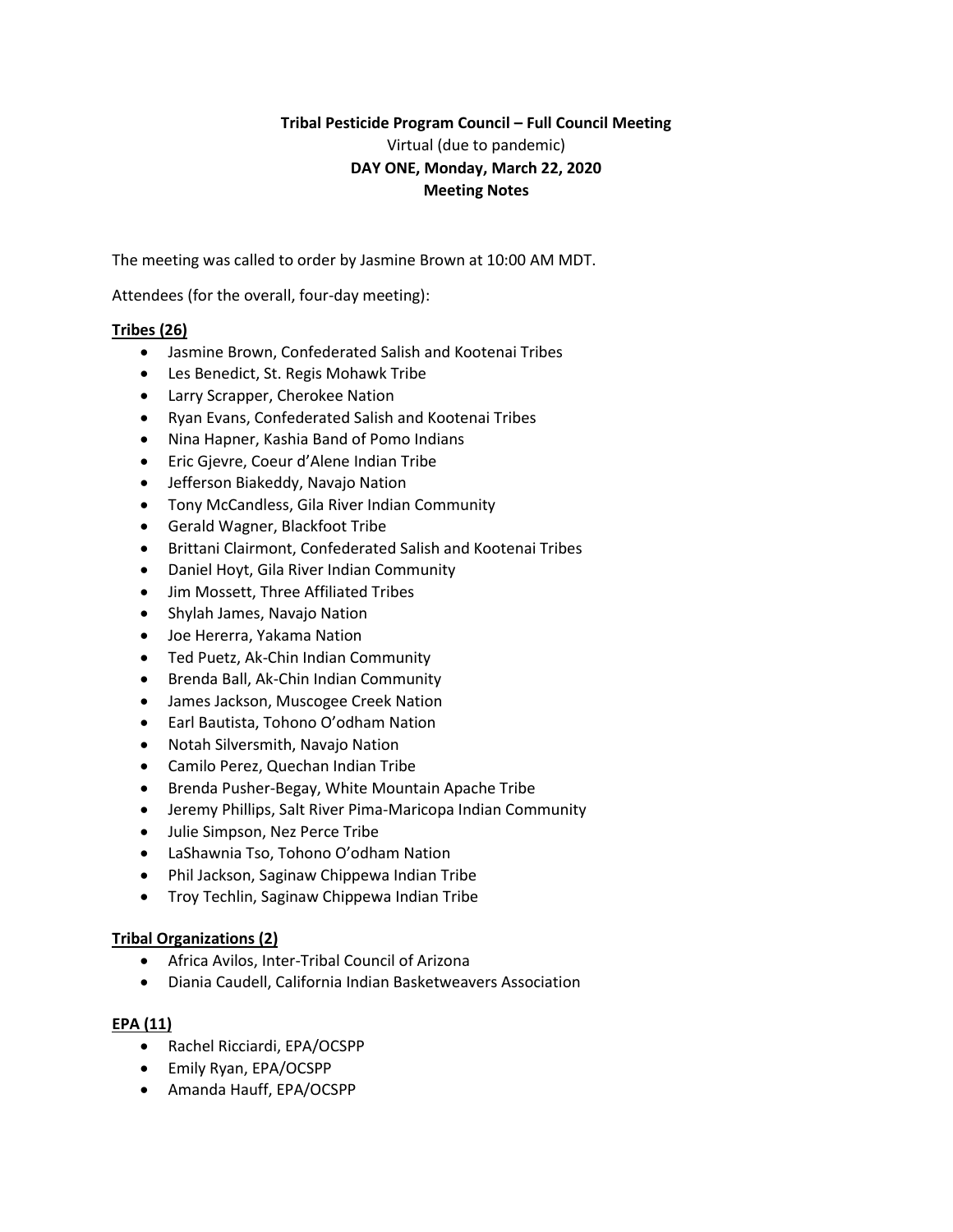**Tribal Pesticide Program Council – Full Council Meeting**

Virtual (due to pandemic)

**DAY ONE, Monday, March 22, 2020**

**Meeting Notes**

The meeting was called to order by Jasmine Brown at 10:00 AM MDT.

Attendees (for the overall, four-day meeting):

**Tribes (26)**

- Jasmine Brown, Confederated Salish and Kootenai Tribes
- Les Benedict, St. Regis Mohawk Tribe
- Larry Scrapper, Cherokee Nation
- Ryan Evans, Confederated Salish and Kootenai Tribes
- Nina Hapner, Kashia Band of Pomo Indians
- Eric Gjevre, Coeur d'Alene Indian Tribe
- Jefferson Biakeddy, Navajo Nation
- Tony McCandless, Gila River Indian Community
- Gerald Wagner, Blackfoot Tribe
- Brittani Clairmont, Confederated Salish and Kootenai Tribes
- Daniel Hoyt, Gila River Indian Community
- Jim Mossett, Three Affiliated Tribes
- Shylah James, Navajo Nation
- Joe Hererra, Yakama Nation
- Ted Puetz, Ak-Chin Indian Community
- Brenda Ball, Ak-Chin Indian Community
- James Jackson, Muscogee Creek Nation
- Earl Bautista, Tohono O'odham Nation
- Notah Silversmith, Navajo Nation
- Camilo Perez, Quechan Indian Tribe
- Brenda Pusher-Begay, White Mountain Apache Tribe
- Jeremy Phillips, Salt River Pima-Maricopa Indian Community
- Julie Simpson, Nez Perce Tribe
- LaShawnia Tso, Tohono O'odham Nation
- Phil Jackson, Saginaw Chippewa Indian Tribe
- Troy Techlin, Saginaw Chippewa Indian Tribe

**Tribal Organizations (2)**

- Africa Avilos, Inter-Tribal Council of Arizona
- Diania Caudell, California Indian Basketweavers Association

**EPA (11)**

- Rachel Ricciardi, EPA/OCSPP
- Emily Ryan, EPA/OCSPP
- Amanda Hauff, EPA/OCSPP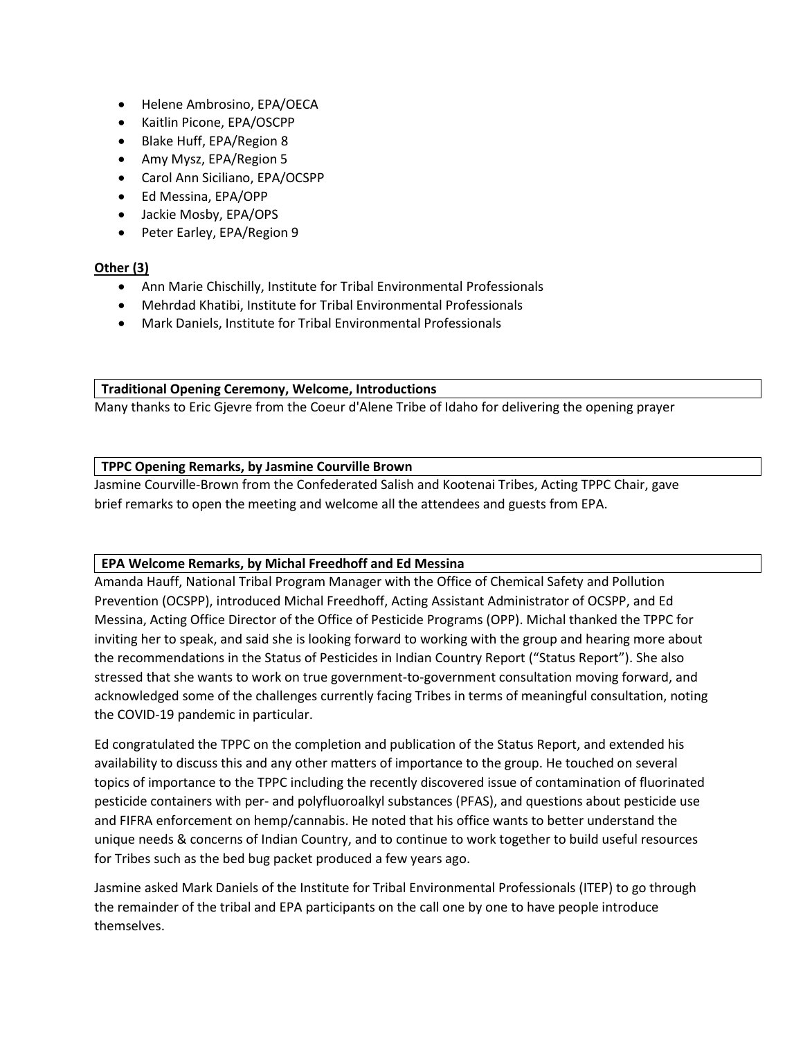- Helene Ambrosino, EPA/OECA
- Kaitlin Picone, EPA/OSCPP
- Blake Huff, EPA/Region 8
- Amy Mysz, EPA/Region 5
- Carol Ann Siciliano, EPA/OCSPP
- Ed Messina, EPA/OPP
- Jackie Mosby, EPA/OPS
- Peter Earley, EPA/Region 9

**Other (3)**

- Ann Marie Chischilly, Institute for Tribal Environmental Professionals
- Mehrdad Khatibi, Institute for Tribal Environmental Professionals
- Mark Daniels, Institute for Tribal Environmental Professionals

**Traditional Opening Ceremony, Welcome, Introductions**

Many thanks to Eric Gjevre from the Coeur d'Alene Tribe of Idaho for delivering the opening prayer

**TPPC Opening Remarks, by Jasmine Courville Brown**

Jasmine Courville-Brown from the Confederated Salish and Kootenai Tribes, Acting TPPC Chair, gave brief remarks to open the meeting and welcome all the attendees and guests from EPA.

**EPA Welcome Remarks, by Michal Freedhoff and Ed Messina**

Amanda Hauff, National Tribal Program Manager with the Office of Chemical Safety and Pollution Prevention (OCSPP), introduced Michal Freedhoff, Acting Assistant Administrator of OCSPP, and Ed Messina, Acting Office Director of the Office of Pesticide Programs (OPP). Michal thanked the TPPC for inviting her to speak, and said she is looking forward to working with the group and hearing more about the recommendations in the Status of Pesticides in Indian Country Report ("Status Report"). She also stressed that she wants to work on true government-to-government consultation moving forward, and acknowledged some of the challenges currently facing Tribes in terms of meaningful consultation, noting the COVID-19 pandemic in particular.

Ed congratulated the TPPC on the completion and publication of the Status Report, and extended his availability to discuss this and any other matters of importance to the group. He touched on several topics of importance to the TPPC including the recently discovered issue of contamination of fluorinated pesticide containers with per- and polyfluoroalkyl substances (PFAS), and questions about pesticide use and FIFRA enforcement on hemp/cannabis. He noted that his office wants to better understand the unique needs & concerns of Indian Country, and to continue to work together to build useful resources for Tribes such as the bed bug packet produced a few years ago.

Jasmine asked Mark Daniels of the Institute for Tribal Environmental Professionals (ITEP) to go through the remainder of the tribal and EPA participants on the call one by one to have people introduce themselves.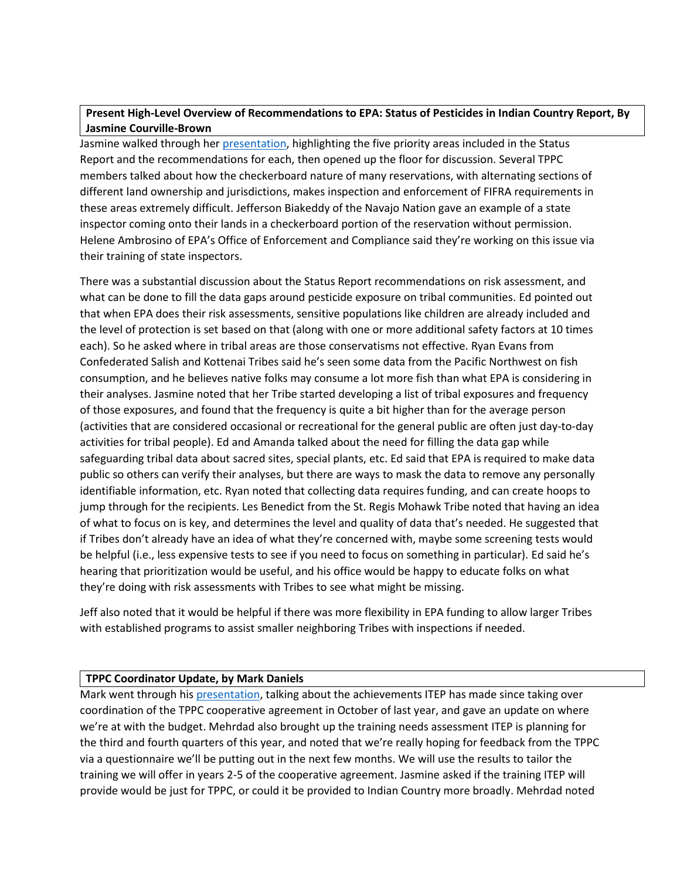**Present High-Level Overview of Recommendations to EPA: Status of Pesticides in Indian Country Report, By Jasmine Courville-Brown**

Jasmine walked through her presentation, highlighting the five priority areas included in the Status Report and the recommendations for each, then opened up the floor for discussion. Several TPPC members talked about how the checkerboard nature of many reservations, with alternating sections of different land ownership and jurisdictions, makes inspection and enforcement of FIFRA requirements in these areas extremely difficult. Jefferson Biakeddy of the Navajo Nation gave an example of a state inspector coming onto their lands in a checkerboard portion of the reservation without permission. Helene Ambrosino of EPA's Office of Enforcement and Compliance said they're working on this issue via their training of state inspectors.

There was a substantial discussion about the Status Report recommendations on risk assessment, and what can be done to fill the data gaps around pesticide exposure on tribal communities. Ed pointed out that when EPA does their risk assessments, sensitive populations like children are already included and the level of protection is set based on that (along with one or more additional safety factors at 10 times each). So he asked where in tribal areas are those conservatisms not effective. Ryan Evans from Confederated Salish and Kottenai Tribes said he's seen some data from the Pacific Northwest on fish consumption, and he believes native folks may consume a lot more fish than what EPA is considering in their analyses. Jasmine noted that her Tribe started developing a list of tribal exposures and frequency of those exposures, and found that the frequency is quite a bit higher than for the average person (activities that are considered occasional or recreational for the general public are often just day-to-day activities for tribal people). Ed and Amanda talked about the need for filling the data gap while safeguarding tribal data about sacred sites, special plants, etc. Ed said that EPA is required to make data public so others can verify their analyses, but there are ways to mask the data to remove any personally identifiable information, etc. Ryan noted that collecting data requires funding, and can create hoops to jump through for the recipients. Les Benedict from the St. Regis Mohawk Tribe noted that having an idea of what to focus on is key, and determines the level and quality of data that's needed. He suggested that if Tribes don't already have an idea of what they're concerned with, maybe some screening tests would be helpful (i.e., less expensive tests to see if you need to focus on something in particular). Ed said he's hearing that prioritization would be useful, and his office would be happy to educate folks on what they're doing with risk assessments with Tribes to see what might be missing.

Jeff also noted that it would be helpful if there was more flexibility in EPA funding to allow larger Tribes with established programs to assist smaller neighboring Tribes with inspections if needed.

**TPPC Coordinator Update, by Mark Daniels**

Mark went through his presentation, talking about the achievements ITEP has made since taking over coordination of the TPPC cooperative agreement in October of last year, and gave an update on where we're at with the budget. Mehrdad also brought up the training needs assessment ITEP is planning for the third and fourth quarters of this year, and noted that we're really hoping for feedback from the TPPC via a questionnaire we'll be putting out in the next few months. We will use the results to tailor the training we will offer in years 2-5 of the cooperative agreement. Jasmine asked if the training ITEP will provide would be just for TPPC, or could it be provided to Indian Country more broadly. Mehrdad noted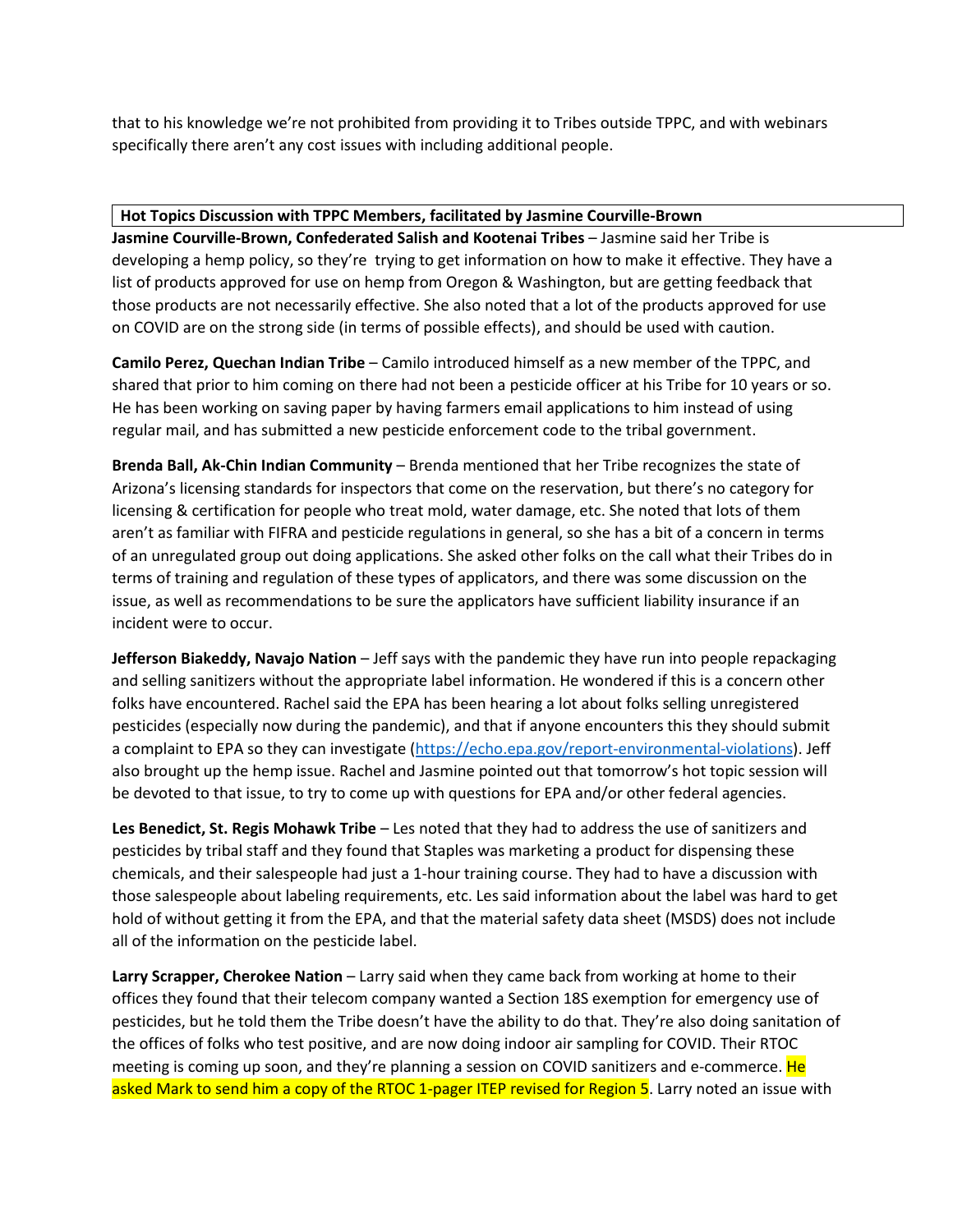that to his knowledge we're not prohibited from providing it to Tribes outside TPPC, and with webinars specifically there aren't any cost issues with including additional people.

**Hot Topics Discussion with TPPC Members, facilitated by Jasmine Courville-Brown**

**Jasmine Courville-Brown, Confederated Salish and Kootenai Tribes** – Jasmine said her Tribe is developing a hemp policy, so they're trying to get information on how to make it effective. They have a list of products approved for use on hemp from Oregon & Washington, but are getting feedback that those products are not necessarily effective. She also noted that a lot of the products approved for use on COVID are on the strong side (in terms of possible effects), and should be used with caution.

**Camilo Perez, Quechan Indian Tribe** – Camilo introduced himself as a new member of the TPPC, and shared that prior to him coming on there had not been a pesticide officer at his Tribe for 10 years or so. He has been working on saving paper by having farmers email applications to him instead of using regular mail, and has submitted a new pesticide enforcement code to the tribal government.

**Brenda Ball, Ak-Chin Indian Community** – Brenda mentioned that her Tribe recognizes the state of Arizona's licensing standards for inspectors that come on the reservation, but there's no category for licensing & certification for people who treat mold, water damage, etc. She noted that lots of them aren't as familiar with FIFRA and pesticide regulations in general, so she has a bit of a concern in terms of an unregulated group out doing applications. She asked other folks on the call what their Tribes do in terms of training and regulation of these types of applicators, and there was some discussion on the issue, as well as recommendations to be sure the applicators have sufficient liability insurance if an incident were to occur.

**Jefferson Biakeddy, Navajo Nation** – Jeff says with the pandemic they have run into people repackaging and selling sanitizers without the appropriate label information. He wondered if this is a concern other folks have encountered. Rachel said the EPA has been hearing a lot about folks selling unregistered pesticides (especially now during the pandemic), and that if anyone encounters this they should submit a complaint to EPA so they can investigate (https://echo.epa.gov/report-environmental-violations). Jeff also brought up the hemp issue. Rachel and Jasmine pointed out that tomorrow's hot topic session will be devoted to that issue, to try to come up with questions for EPA and/or other federal agencies.

**Les Benedict, St. Regis Mohawk Tribe** – Les noted that they had to address the use of sanitizers and pesticides by tribal staff and they found that Staples was marketing a product for dispensing these chemicals, and their salespeople had just a 1-hour training course. They had to have a discussion with those salespeople about labeling requirements, etc. Les said information about the label was hard to get hold of without getting it from the EPA, and that the material safety data sheet (MSDS) does not include all of the information on the pesticide label.

**Larry Scrapper, Cherokee Nation** – Larry said when they came back from working at home to their offices they found that their telecom company wanted a Section 18S exemption for emergency use of pesticides, but he told them the Tribe doesn't have the ability to do that. They're also doing sanitation of the offices of folks who test positive, and are now doing indoor air sampling for COVID. Their RTOC meeting is coming up soon, and they're planning a session on COVID sanitizers and e-commerce. He asked Mark to send him a copy of the RTOC 1-pager ITEP revised for Region 5. Larry noted an issue with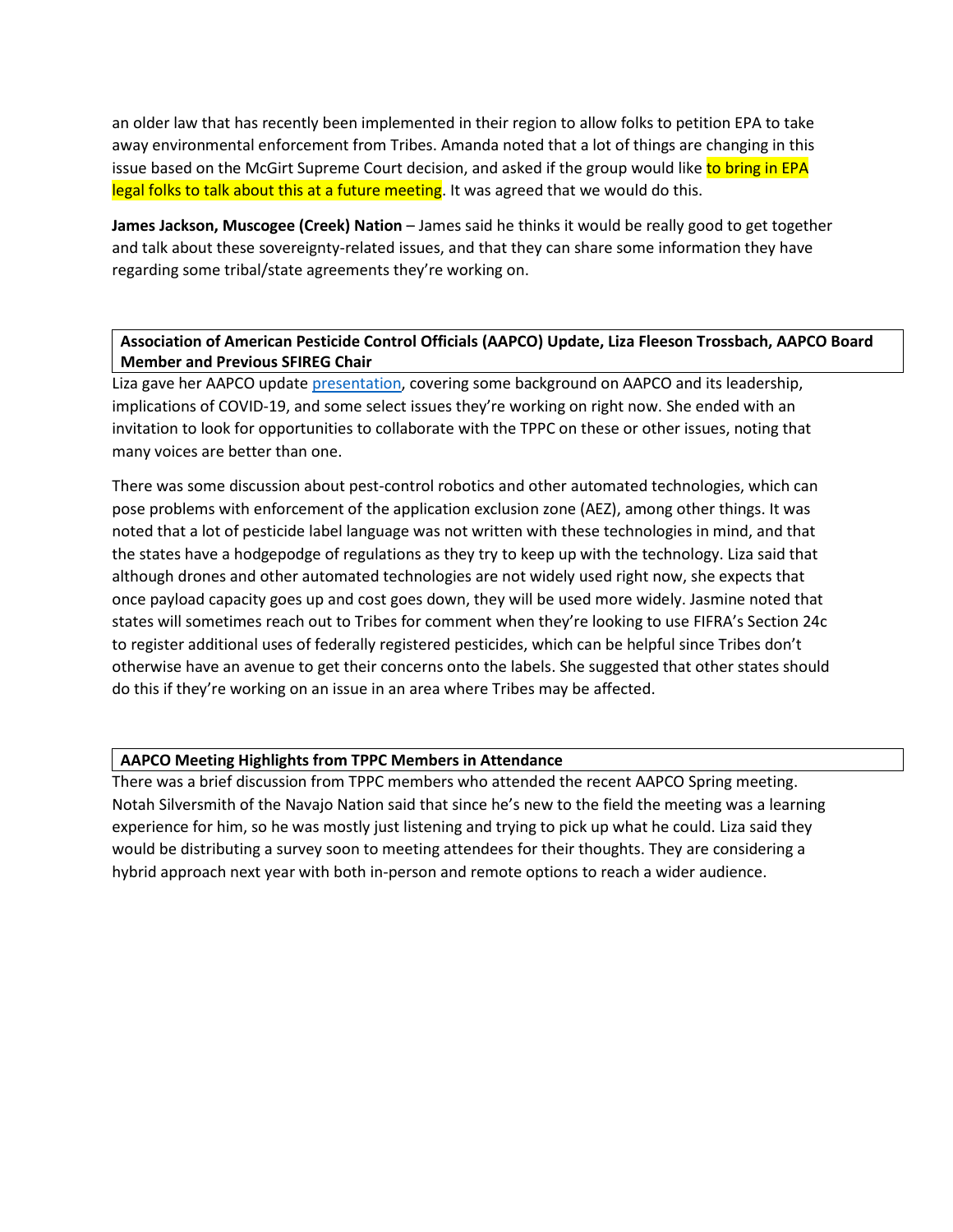an older law that has recently been implemented in their region to allow folks to petition EPA to take away environmental enforcement from Tribes. Amanda noted that a lot of things are changing in this issue based on the McGirt Supreme Court decision, and asked if the group would like to bring in EPA legal folks to talk about this at a future meeting. It was agreed that we would do this.

**James Jackson, Muscogee (Creek) Nation** – James said he thinks it would be really good to get together and talk about these sovereignty-related issues, and that they can share some information they have regarding some tribal/state agreements they're working on.

**Association of American Pesticide Control Officials (AAPCO) Update, Liza Fleeson Trossbach, AAPCO Board Member and Previous SFIREG Chair**

Liza gave her AAPCO update presentation, covering some background on AAPCO and its leadership, implications of COVID-19, and some select issues they're working on right now. She ended with an invitation to look for opportunities to collaborate with the TPPC on these or other issues, noting that many voices are better than one.

There was some discussion about pest-control robotics and other automated technologies, which can pose problems with enforcement of the application exclusion zone (AEZ), among other things. It was noted that a lot of pesticide label language was not written with these technologies in mind, and that the states have a hodgepodge of regulations as they try to keep up with the technology. Liza said that although drones and other automated technologies are not widely used right now, she expects that once payload capacity goes up and cost goes down, they will be used more widely. Jasmine noted that states will sometimes reach out to Tribes for comment when they're looking to use FIFRA's Section 24c to register additional uses of federally registered pesticides, which can be helpful since Tribes don't otherwise have an avenue to get their concerns onto the labels. She suggested that other states should do this if they're working on an issue in an area where Tribes may be affected.

**AAPCO Meeting Highlights from TPPC Members in Attendance**

There was a brief discussion from TPPC members who attended the recent AAPCO Spring meeting. Notah Silversmith of the Navajo Nation said that since he's new to the field the meeting was a learning experience for him, so he was mostly just listening and trying to pick up what he could. Liza said they would be distributing a survey soon to meeting attendees for their thoughts. They are considering a hybrid approach next year with both in-person and remote options to reach a wider audience.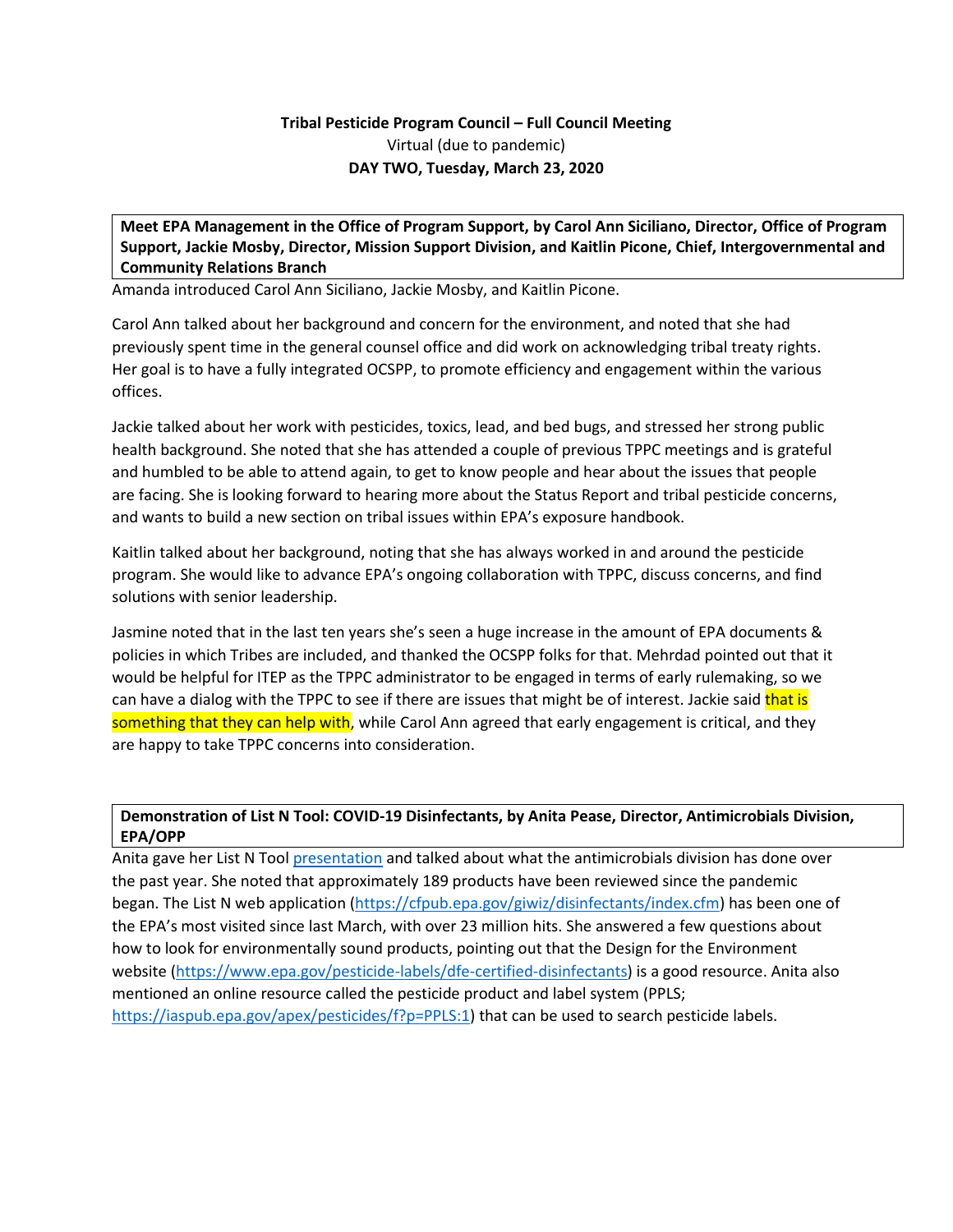**Tribal Pesticide Program Council – Full Council Meeting**
Virtual (due to pandemic)
**DAY TWO, Tuesday, March 23, 2020**

**Meet EPA Management in the Office of Program Support, by Carol Ann Siciliano, Director, Office of Program Support, Jackie Mosby, Director, Mission Support Division, and Kaitlin Picone, Chief, Intergovernmental and Community Relations Branch**

Amanda introduced Carol Ann Siciliano, Jackie Mosby, and Kaitlin Picone.

Carol Ann talked about her background and concern for the environment, and noted that she had previously spent time in the general counsel office and did work on acknowledging tribal treaty rights. Her goal is to have a fully integrated OCSPP, to promote efficiency and engagement within the various offices.

Jackie talked about her work with pesticides, toxics, lead, and bed bugs, and stressed her strong public health background. She noted that she has attended a couple of previous TPPC meetings and is grateful and humbled to be able to attend again, to get to know people and hear about the issues that people are facing. She is looking forward to hearing more about the Status Report and tribal pesticide concerns, and wants to build a new section on tribal issues within EPA's exposure handbook.

Kaitlin talked about her background, noting that she has always worked in and around the pesticide program. She would like to advance EPA's ongoing collaboration with TPPC, discuss concerns, and find solutions with senior leadership.

Jasmine noted that in the last ten years she's seen a huge increase in the amount of EPA documents & policies in which Tribes are included, and thanked the OCSPP folks for that. Mehrdad pointed out that it would be helpful for ITEP as the TPPC administrator to be engaged in terms of early rulemaking, so we can have a dialog with the TPPC to see if there are issues that might be of interest. Jackie said that is something that they can help with, while Carol Ann agreed that early engagement is critical, and they are happy to take TPPC concerns into consideration.

**Demonstration of List N Tool: COVID-19 Disinfectants, by Anita Pease, Director, Antimicrobials Division, EPA/OPP**

Anita gave her List N Tool presentation and talked about what the antimicrobials division has done over the past year. She noted that approximately 189 products have been reviewed since the pandemic began. The List N web application (https://cfpub.epa.gov/giwiz/disinfectants/index.cfm) has been one of the EPA's most visited since last March, with over 23 million hits. She answered a few questions about how to look for environmentally sound products, pointing out that the Design for the Environment website (https://www.epa.gov/pesticide-labels/dfe-certified-disinfectants) is a good resource. Anita also mentioned an online resource called the pesticide product and label system (PPLS; https://iaspub.epa.gov/apex/pesticides/f?p=PPLS:1) that can be used to search pesticide labels.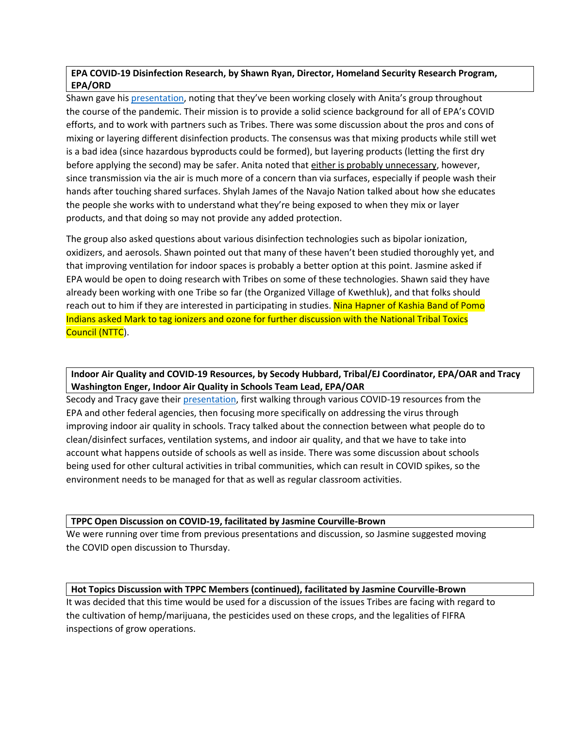**EPA COVID-19 Disinfection Research, by Shawn Ryan, Director, Homeland Security Research Program, EPA/ORD**

Shawn gave his presentation, noting that they've been working closely with Anita's group throughout the course of the pandemic. Their mission is to provide a solid science background for all of EPA's COVID efforts, and to work with partners such as Tribes. There was some discussion about the pros and cons of mixing or layering different disinfection products. The consensus was that mixing products while still wet is a bad idea (since hazardous byproducts could be formed), but layering products (letting the first dry before applying the second) may be safer. Anita noted that either is probably unnecessary, however, since transmission via the air is much more of a concern than via surfaces, especially if people wash their hands after touching shared surfaces. Shylah James of the Navajo Nation talked about how she educates the people she works with to understand what they're being exposed to when they mix or layer products, and that doing so may not provide any added protection.

The group also asked questions about various disinfection technologies such as bipolar ionization, oxidizers, and aerosols. Shawn pointed out that many of these haven't been studied thoroughly yet, and that improving ventilation for indoor spaces is probably a better option at this point. Jasmine asked if EPA would be open to doing research with Tribes on some of these technologies. Shawn said they have already been working with one Tribe so far (the Organized Village of Kwethluk), and that folks should reach out to him if they are interested in participating in studies. Nina Hapner of Kashia Band of Pomo Indians asked Mark to tag ionizers and ozone for further discussion with the National Tribal Toxics Council (NTTC).

**Indoor Air Quality and COVID-19 Resources, by Secody Hubbard, Tribal/EJ Coordinator, EPA/OAR and Tracy Washington Enger, Indoor Air Quality in Schools Team Lead, EPA/OAR**

Secody and Tracy gave their presentation, first walking through various COVID-19 resources from the EPA and other federal agencies, then focusing more specifically on addressing the virus through improving indoor air quality in schools. Tracy talked about the connection between what people do to clean/disinfect surfaces, ventilation systems, and indoor air quality, and that we have to take into account what happens outside of schools as well as inside. There was some discussion about schools being used for other cultural activities in tribal communities, which can result in COVID spikes, so the environment needs to be managed for that as well as regular classroom activities.

**TPPC Open Discussion on COVID-19, facilitated by Jasmine Courville-Brown**

We were running over time from previous presentations and discussion, so Jasmine suggested moving the COVID open discussion to Thursday.

**Hot Topics Discussion with TPPC Members (continued), facilitated by Jasmine Courville-Brown**

It was decided that this time would be used for a discussion of the issues Tribes are facing with regard to the cultivation of hemp/marijuana, the pesticides used on these crops, and the legalities of FIFRA inspections of grow operations.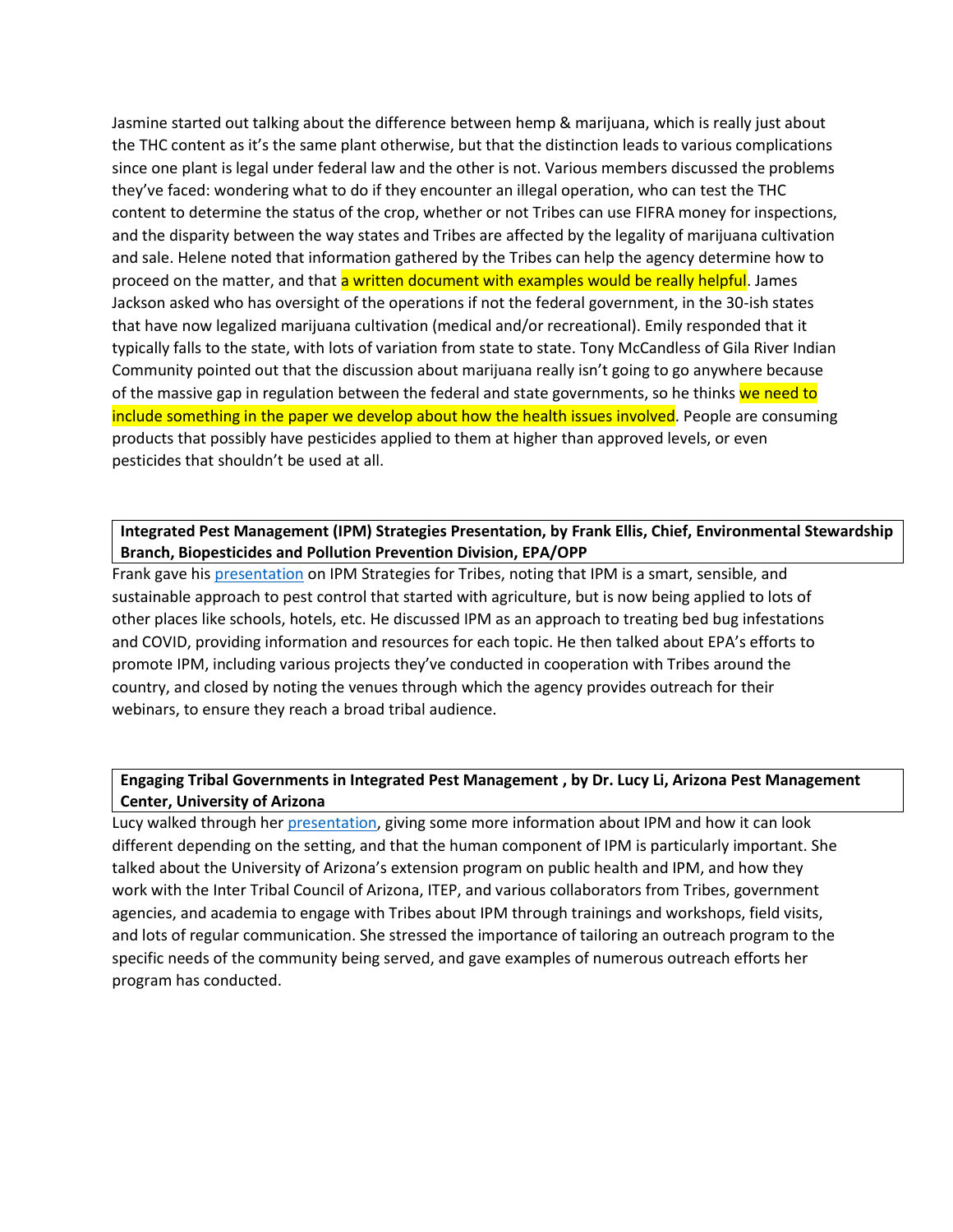Jasmine started out talking about the difference between hemp & marijuana, which is really just about the THC content as it's the same plant otherwise, but that the distinction leads to various complications since one plant is legal under federal law and the other is not. Various members discussed the problems they've faced: wondering what to do if they encounter an illegal operation, who can test the THC content to determine the status of the crop, whether or not Tribes can use FIFRA money for inspections, and the disparity between the way states and Tribes are affected by the legality of marijuana cultivation and sale. Helene noted that information gathered by the Tribes can help the agency determine how to proceed on the matter, and that a written document with examples would be really helpful. James Jackson asked who has oversight of the operations if not the federal government, in the 30-ish states that have now legalized marijuana cultivation (medical and/or recreational). Emily responded that it typically falls to the state, with lots of variation from state to state. Tony McCandless of Gila River Indian Community pointed out that the discussion about marijuana really isn't going to go anywhere because of the massive gap in regulation between the federal and state governments, so he thinks we need to include something in the paper we develop about how the health issues involved. People are consuming products that possibly have pesticides applied to them at higher than approved levels, or even pesticides that shouldn't be used at all.

**Integrated Pest Management (IPM) Strategies Presentation, by Frank Ellis, Chief, Environmental Stewardship Branch, Biopesticides and Pollution Prevention Division, EPA/OPP**

Frank gave his presentation on IPM Strategies for Tribes, noting that IPM is a smart, sensible, and sustainable approach to pest control that started with agriculture, but is now being applied to lots of other places like schools, hotels, etc. He discussed IPM as an approach to treating bed bug infestations and COVID, providing information and resources for each topic. He then talked about EPA's efforts to promote IPM, including various projects they've conducted in cooperation with Tribes around the country, and closed by noting the venues through which the agency provides outreach for their webinars, to ensure they reach a broad tribal audience.

**Engaging Tribal Governments in Integrated Pest Management , by Dr. Lucy Li, Arizona Pest Management Center, University of Arizona**

Lucy walked through her presentation, giving some more information about IPM and how it can look different depending on the setting, and that the human component of IPM is particularly important. She talked about the University of Arizona's extension program on public health and IPM, and how they work with the Inter Tribal Council of Arizona, ITEP, and various collaborators from Tribes, government agencies, and academia to engage with Tribes about IPM through trainings and workshops, field visits, and lots of regular communication. She stressed the importance of tailoring an outreach program to the specific needs of the community being served, and gave examples of numerous outreach efforts her program has conducted.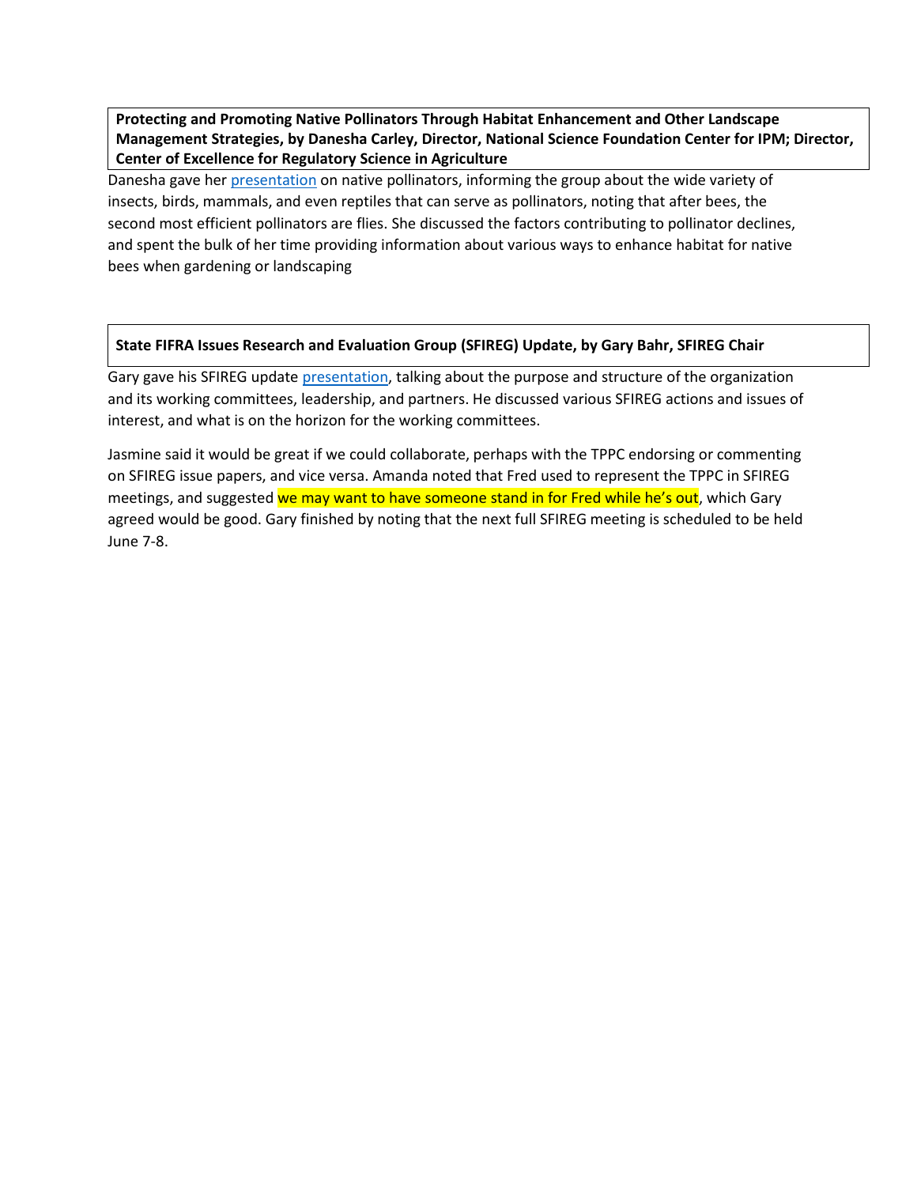**Protecting and Promoting Native Pollinators Through Habitat Enhancement and Other Landscape Management Strategies, by Danesha Carley, Director, National Science Foundation Center for IPM; Director, Center of Excellence for Regulatory Science in Agriculture**

Danesha gave her presentation on native pollinators, informing the group about the wide variety of insects, birds, mammals, and even reptiles that can serve as pollinators, noting that after bees, the second most efficient pollinators are flies. She discussed the factors contributing to pollinator declines, and spent the bulk of her time providing information about various ways to enhance habitat for native bees when gardening or landscaping

**State FIFRA Issues Research and Evaluation Group (SFIREG) Update, by Gary Bahr, SFIREG Chair**

Gary gave his SFIREG update presentation, talking about the purpose and structure of the organization and its working committees, leadership, and partners. He discussed various SFIREG actions and issues of interest, and what is on the horizon for the working committees.

Jasmine said it would be great if we could collaborate, perhaps with the TPPC endorsing or commenting on SFIREG issue papers, and vice versa. Amanda noted that Fred used to represent the TPPC in SFIREG meetings, and suggested we may want to have someone stand in for Fred while he's out, which Gary agreed would be good. Gary finished by noting that the next full SFIREG meeting is scheduled to be held June 7-8.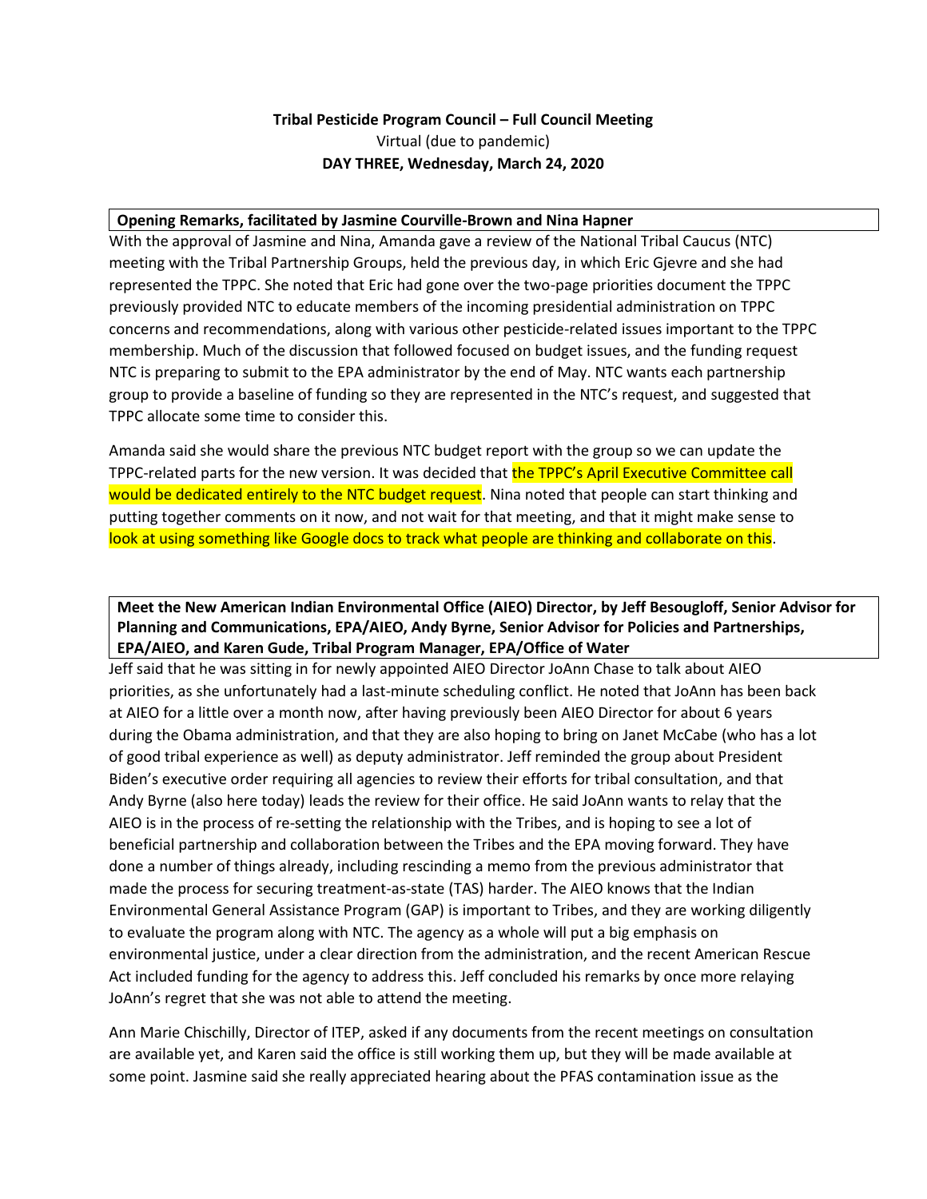**Tribal Pesticide Program Council – Full Council Meeting**
Virtual (due to pandemic)
**DAY THREE, Wednesday, March 24, 2020**

**Opening Remarks, facilitated by Jasmine Courville-Brown and Nina Hapner**

With the approval of Jasmine and Nina, Amanda gave a review of the National Tribal Caucus (NTC) meeting with the Tribal Partnership Groups, held the previous day, in which Eric Gjevre and she had represented the TPPC. She noted that Eric had gone over the two-page priorities document the TPPC previously provided NTC to educate members of the incoming presidential administration on TPPC concerns and recommendations, along with various other pesticide-related issues important to the TPPC membership. Much of the discussion that followed focused on budget issues, and the funding request NTC is preparing to submit to the EPA administrator by the end of May. NTC wants each partnership group to provide a baseline of funding so they are represented in the NTC's request, and suggested that TPPC allocate some time to consider this.

Amanda said she would share the previous NTC budget report with the group so we can update the TPPC-related parts for the new version. It was decided that the TPPC's April Executive Committee call would be dedicated entirely to the NTC budget request. Nina noted that people can start thinking and putting together comments on it now, and not wait for that meeting, and that it might make sense to look at using something like Google docs to track what people are thinking and collaborate on this.

**Meet the New American Indian Environmental Office (AIEO) Director, by Jeff Besougloff, Senior Advisor for Planning and Communications, EPA/AIEO, Andy Byrne, Senior Advisor for Policies and Partnerships, EPA/AIEO, and Karen Gude, Tribal Program Manager, EPA/Office of Water**

Jeff said that he was sitting in for newly appointed AIEO Director JoAnn Chase to talk about AIEO priorities, as she unfortunately had a last-minute scheduling conflict. He noted that JoAnn has been back at AIEO for a little over a month now, after having previously been AIEO Director for about 6 years during the Obama administration, and that they are also hoping to bring on Janet McCabe (who has a lot of good tribal experience as well) as deputy administrator. Jeff reminded the group about President Biden's executive order requiring all agencies to review their efforts for tribal consultation, and that Andy Byrne (also here today) leads the review for their office. He said JoAnn wants to relay that the AIEO is in the process of re-setting the relationship with the Tribes, and is hoping to see a lot of beneficial partnership and collaboration between the Tribes and the EPA moving forward. They have done a number of things already, including rescinding a memo from the previous administrator that made the process for securing treatment-as-state (TAS) harder. The AIEO knows that the Indian Environmental General Assistance Program (GAP) is important to Tribes, and they are working diligently to evaluate the program along with NTC. The agency as a whole will put a big emphasis on environmental justice, under a clear direction from the administration, and the recent American Rescue Act included funding for the agency to address this. Jeff concluded his remarks by once more relaying JoAnn's regret that she was not able to attend the meeting.

Ann Marie Chischilly, Director of ITEP, asked if any documents from the recent meetings on consultation are available yet, and Karen said the office is still working them up, but they will be made available at some point. Jasmine said she really appreciated hearing about the PFAS contamination issue as the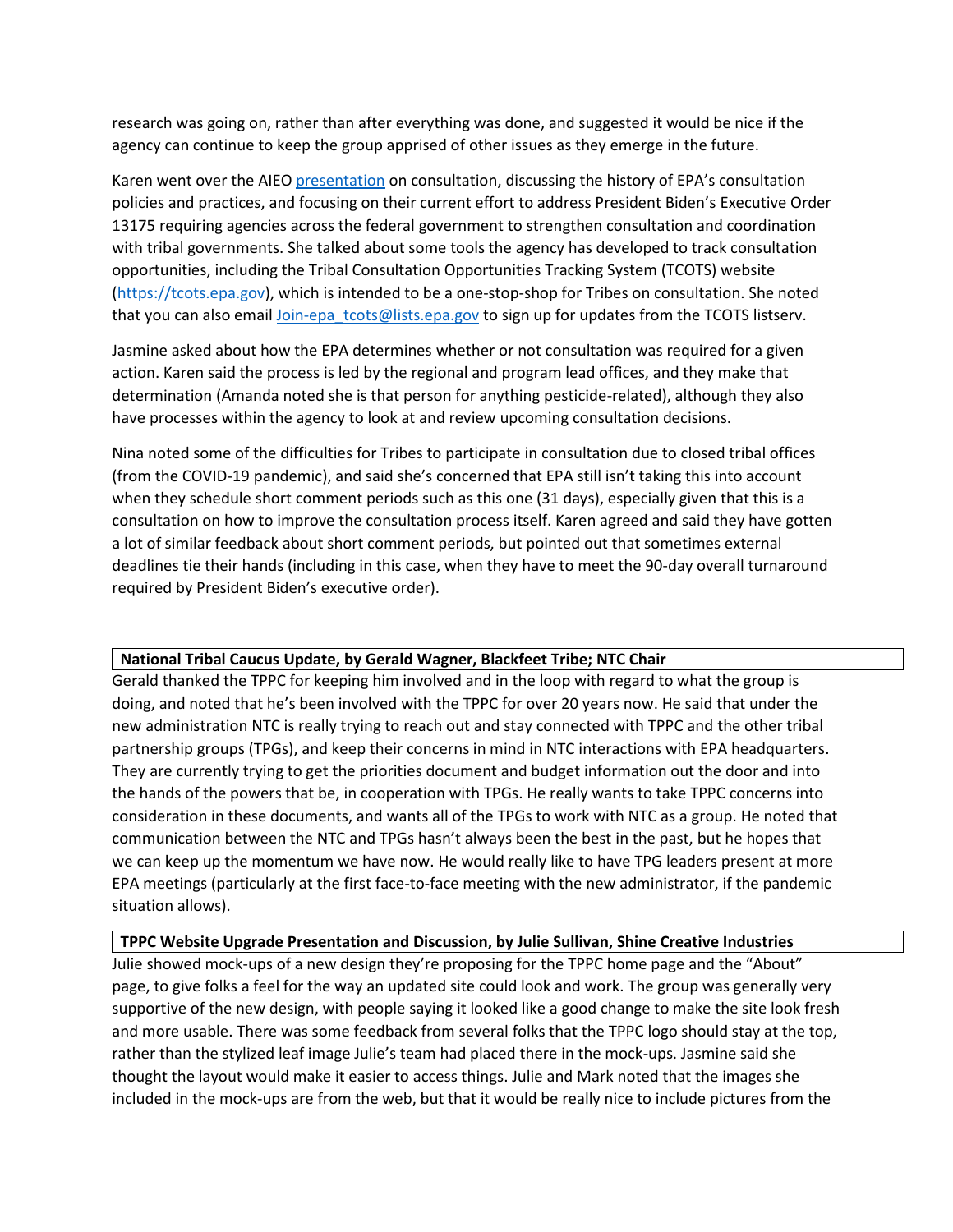research was going on, rather than after everything was done, and suggested it would be nice if the agency can continue to keep the group apprised of other issues as they emerge in the future.

Karen went over the AIEO [presentation](presentation) on consultation, discussing the history of EPA's consultation policies and practices, and focusing on their current effort to address President Biden's Executive Order 13175 requiring agencies across the federal government to strengthen consultation and coordination with tribal governments. She talked about some tools the agency has developed to track consultation opportunities, including the Tribal Consultation Opportunities Tracking System (TCOTS) website ([https://tcots.epa.gov](https://tcots.epa.gov)), which is intended to be a one-stop-shop for Tribes on consultation. She noted that you can also email [Join-epa_tcots@lists.epa.gov](mailto:Join-epa_tcots@lists.epa.gov) to sign up for updates from the TCOTS listserv.

Jasmine asked about how the EPA determines whether or not consultation was required for a given action. Karen said the process is led by the regional and program lead offices, and they make that determination (Amanda noted she is that person for anything pesticide-related), although they also have processes within the agency to look at and review upcoming consultation decisions.

Nina noted some of the difficulties for Tribes to participate in consultation due to closed tribal offices (from the COVID-19 pandemic), and said she's concerned that EPA still isn't taking this into account when they schedule short comment periods such as this one (31 days), especially given that this is a consultation on how to improve the consultation process itself. Karen agreed and said they have gotten a lot of similar feedback about short comment periods, but pointed out that sometimes external deadlines tie their hands (including in this case, when they have to meet the 90-day overall turnaround required by President Biden's executive order).

**National Tribal Caucus Update, by Gerald Wagner, Blackfeet Tribe; NTC Chair**

Gerald thanked the TPPC for keeping him involved and in the loop with regard to what the group is doing, and noted that he's been involved with the TPPC for over 20 years now. He said that under the new administration NTC is really trying to reach out and stay connected with TPPC and the other tribal partnership groups (TPGs), and keep their concerns in mind in NTC interactions with EPA headquarters. They are currently trying to get the priorities document and budget information out the door and into the hands of the powers that be, in cooperation with TPGs. He really wants to take TPPC concerns into consideration in these documents, and wants all of the TPGs to work with NTC as a group. He noted that communication between the NTC and TPGs hasn't always been the best in the past, but he hopes that we can keep up the momentum we have now. He would really like to have TPG leaders present at more EPA meetings (particularly at the first face-to-face meeting with the new administrator, if the pandemic situation allows).

**TPPC Website Upgrade Presentation and Discussion, by Julie Sullivan, Shine Creative Industries**

Julie showed mock-ups of a new design they're proposing for the TPPC home page and the "About" page, to give folks a feel for the way an updated site could look and work. The group was generally very supportive of the new design, with people saying it looked like a good change to make the site look fresh and more usable. There was some feedback from several folks that the TPPC logo should stay at the top, rather than the stylized leaf image Julie's team had placed there in the mock-ups. Jasmine said she thought the layout would make it easier to access things. Julie and Mark noted that the images she included in the mock-ups are from the web, but that it would be really nice to include pictures from the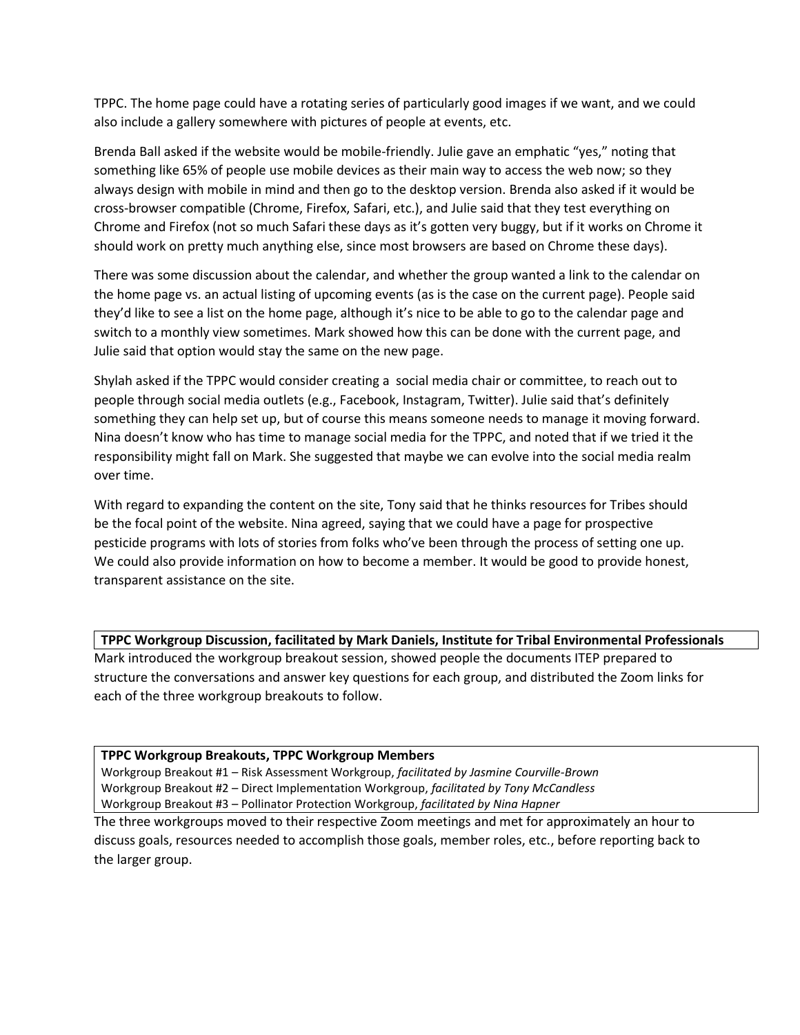TPPC. The home page could have a rotating series of particularly good images if we want, and we could also include a gallery somewhere with pictures of people at events, etc.

Brenda Ball asked if the website would be mobile-friendly. Julie gave an emphatic "yes," noting that something like 65% of people use mobile devices as their main way to access the web now; so they always design with mobile in mind and then go to the desktop version. Brenda also asked if it would be cross-browser compatible (Chrome, Firefox, Safari, etc.), and Julie said that they test everything on Chrome and Firefox (not so much Safari these days as it's gotten very buggy, but if it works on Chrome it should work on pretty much anything else, since most browsers are based on Chrome these days).

There was some discussion about the calendar, and whether the group wanted a link to the calendar on the home page vs. an actual listing of upcoming events (as is the case on the current page). People said they'd like to see a list on the home page, although it's nice to be able to go to the calendar page and switch to a monthly view sometimes. Mark showed how this can be done with the current page, and Julie said that option would stay the same on the new page.

Shylah asked if the TPPC would consider creating a social media chair or committee, to reach out to people through social media outlets (e.g., Facebook, Instagram, Twitter). Julie said that's definitely something they can help set up, but of course this means someone needs to manage it moving forward. Nina doesn't know who has time to manage social media for the TPPC, and noted that if we tried it the responsibility might fall on Mark. She suggested that maybe we can evolve into the social media realm over time.

With regard to expanding the content on the site, Tony said that he thinks resources for Tribes should be the focal point of the website. Nina agreed, saying that we could have a page for prospective pesticide programs with lots of stories from folks who've been through the process of setting one up. We could also provide information on how to become a member. It would be good to provide honest, transparent assistance on the site.

**TPPC Workgroup Discussion, facilitated by Mark Daniels, Institute for Tribal Environmental Professionals**

Mark introduced the workgroup breakout session, showed people the documents ITEP prepared to structure the conversations and answer key questions for each group, and distributed the Zoom links for each of the three workgroup breakouts to follow.

**TPPC Workgroup Breakouts, TPPC Workgroup Members**

Workgroup Breakout #1 – Risk Assessment Workgroup, *facilitated by Jasmine Courville-Brown*
Workgroup Breakout #2 – Direct Implementation Workgroup, *facilitated by Tony McCandless*
Workgroup Breakout #3 – Pollinator Protection Workgroup, *facilitated by Nina Hapner*

The three workgroups moved to their respective Zoom meetings and met for approximately an hour to discuss goals, resources needed to accomplish those goals, member roles, etc., before reporting back to the larger group.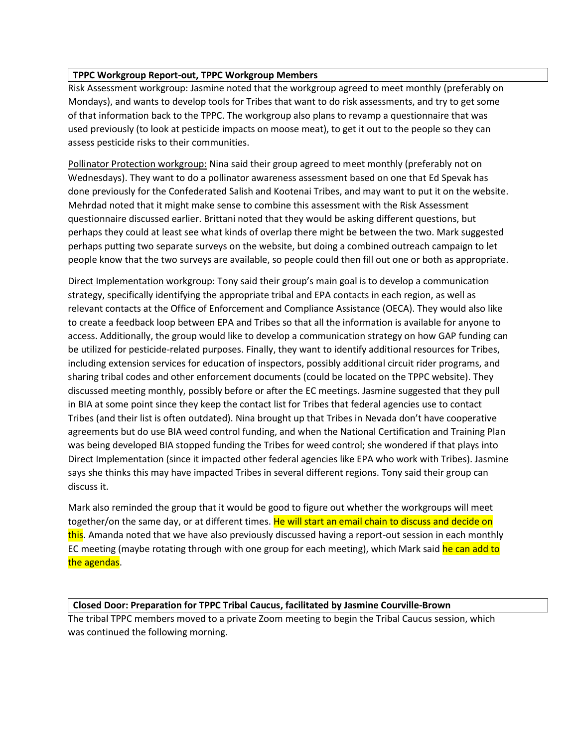**TPPC Workgroup Report-out, TPPC Workgroup Members**

Risk Assessment workgroup: Jasmine noted that the workgroup agreed to meet monthly (preferably on Mondays), and wants to develop tools for Tribes that want to do risk assessments, and try to get some of that information back to the TPPC. The workgroup also plans to revamp a questionnaire that was used previously (to look at pesticide impacts on moose meat), to get it out to the people so they can assess pesticide risks to their communities.

Pollinator Protection workgroup: Nina said their group agreed to meet monthly (preferably not on Wednesdays). They want to do a pollinator awareness assessment based on one that Ed Spevak has done previously for the Confederated Salish and Kootenai Tribes, and may want to put it on the website. Mehrdad noted that it might make sense to combine this assessment with the Risk Assessment questionnaire discussed earlier. Brittani noted that they would be asking different questions, but perhaps they could at least see what kinds of overlap there might be between the two. Mark suggested perhaps putting two separate surveys on the website, but doing a combined outreach campaign to let people know that the two surveys are available, so people could then fill out one or both as appropriate.

Direct Implementation workgroup: Tony said their group's main goal is to develop a communication strategy, specifically identifying the appropriate tribal and EPA contacts in each region, as well as relevant contacts at the Office of Enforcement and Compliance Assistance (OECA). They would also like to create a feedback loop between EPA and Tribes so that all the information is available for anyone to access. Additionally, the group would like to develop a communication strategy on how GAP funding can be utilized for pesticide-related purposes. Finally, they want to identify additional resources for Tribes, including extension services for education of inspectors, possibly additional circuit rider programs, and sharing tribal codes and other enforcement documents (could be located on the TPPC website). They discussed meeting monthly, possibly before or after the EC meetings. Jasmine suggested that they pull in BIA at some point since they keep the contact list for Tribes that federal agencies use to contact Tribes (and their list is often outdated). Nina brought up that Tribes in Nevada don't have cooperative agreements but do use BIA weed control funding, and when the National Certification and Training Plan was being developed BIA stopped funding the Tribes for weed control; she wondered if that plays into Direct Implementation (since it impacted other federal agencies like EPA who work with Tribes). Jasmine says she thinks this may have impacted Tribes in several different regions. Tony said their group can discuss it.

Mark also reminded the group that it would be good to figure out whether the workgroups will meet together/on the same day, or at different times. He will start an email chain to discuss and decide on this. Amanda noted that we have also previously discussed having a report-out session in each monthly EC meeting (maybe rotating through with one group for each meeting), which Mark said he can add to the agendas.

**Closed Door: Preparation for TPPC Tribal Caucus, facilitated by Jasmine Courville-Brown**

The tribal TPPC members moved to a private Zoom meeting to begin the Tribal Caucus session, which was continued the following morning.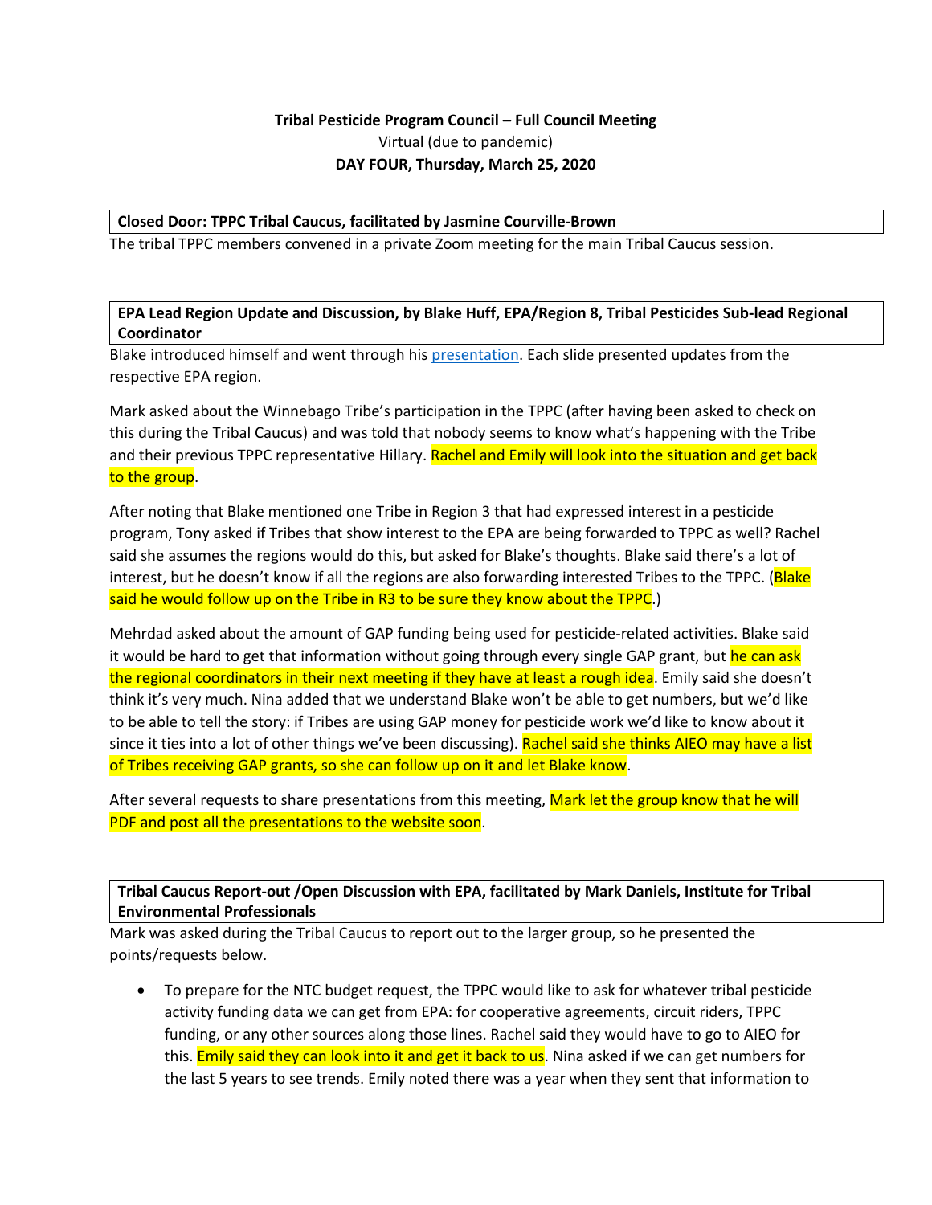**Tribal Pesticide Program Council – Full Council Meeting**
Virtual (due to pandemic)
**DAY FOUR, Thursday, March 25, 2020**

**Closed Door: TPPC Tribal Caucus, facilitated by Jasmine Courville-Brown**

The tribal TPPC members convened in a private Zoom meeting for the main Tribal Caucus session.

**EPA Lead Region Update and Discussion, by Blake Huff, EPA/Region 8, Tribal Pesticides Sub-lead Regional Coordinator**

Blake introduced himself and went through his presentation. Each slide presented updates from the respective EPA region.

Mark asked about the Winnebago Tribe's participation in the TPPC (after having been asked to check on this during the Tribal Caucus) and was told that nobody seems to know what's happening with the Tribe and their previous TPPC representative Hillary. Rachel and Emily will look into the situation and get back to the group.

After noting that Blake mentioned one Tribe in Region 3 that had expressed interest in a pesticide program, Tony asked if Tribes that show interest to the EPA are being forwarded to TPPC as well? Rachel said she assumes the regions would do this, but asked for Blake's thoughts. Blake said there's a lot of interest, but he doesn't know if all the regions are also forwarding interested Tribes to the TPPC. (Blake said he would follow up on the Tribe in R3 to be sure they know about the TPPC.)

Mehrdad asked about the amount of GAP funding being used for pesticide-related activities. Blake said it would be hard to get that information without going through every single GAP grant, but he can ask the regional coordinators in their next meeting if they have at least a rough idea. Emily said she doesn't think it's very much. Nina added that we understand Blake won't be able to get numbers, but we'd like to be able to tell the story: if Tribes are using GAP money for pesticide work we'd like to know about it since it ties into a lot of other things we've been discussing). Rachel said she thinks AIEO may have a list of Tribes receiving GAP grants, so she can follow up on it and let Blake know.

After several requests to share presentations from this meeting, Mark let the group know that he will PDF and post all the presentations to the website soon.

**Tribal Caucus Report-out /Open Discussion with EPA, facilitated by Mark Daniels, Institute for Tribal Environmental Professionals**

Mark was asked during the Tribal Caucus to report out to the larger group, so he presented the points/requests below.

- To prepare for the NTC budget request, the TPPC would like to ask for whatever tribal pesticide activity funding data we can get from EPA: for cooperative agreements, circuit riders, TPPC funding, or any other sources along those lines. Rachel said they would have to go to AIEO for this. Emily said they can look into it and get it back to us. Nina asked if we can get numbers for the last 5 years to see trends. Emily noted there was a year when they sent that information to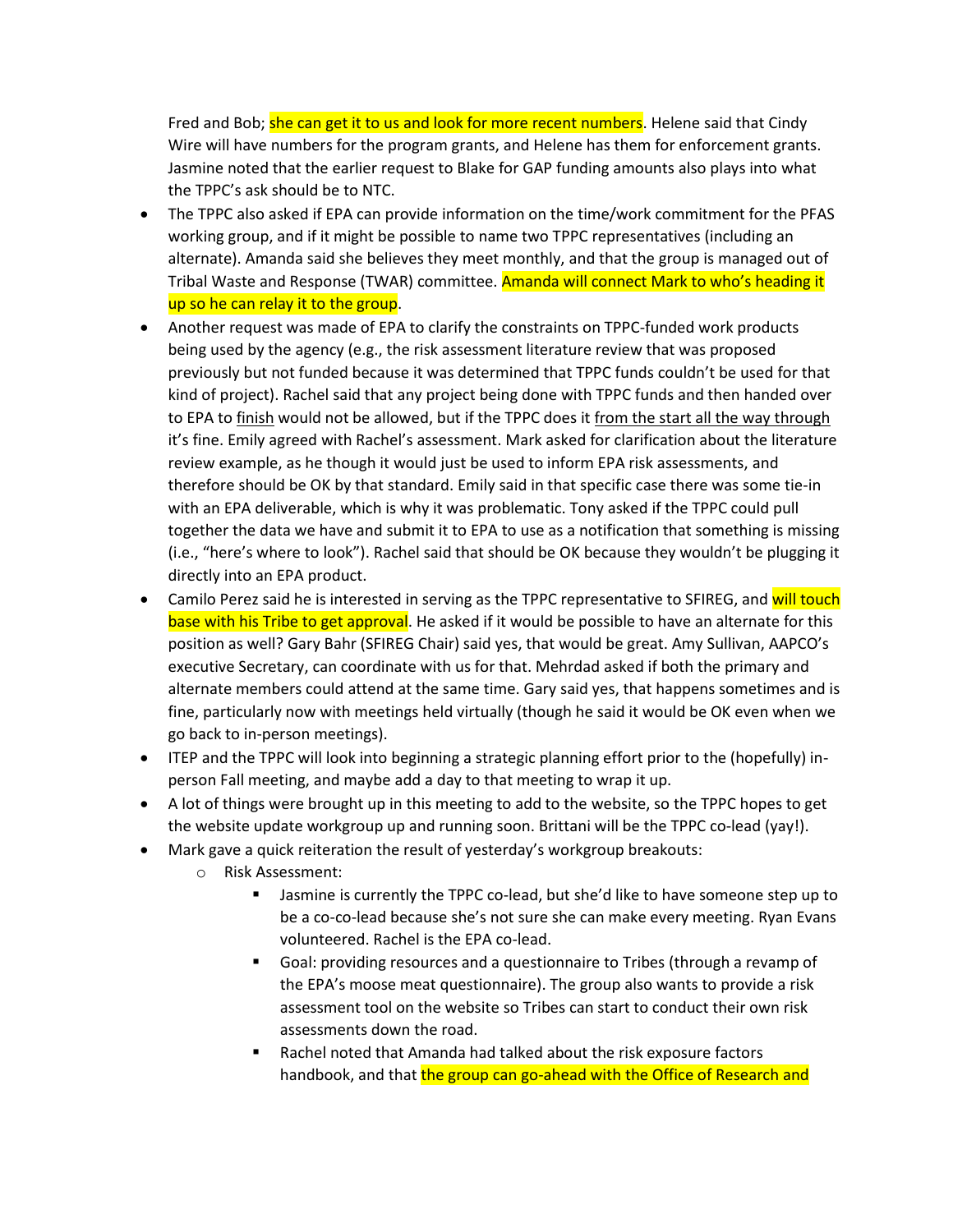Fred and Bob; she can get it to us and look for more recent numbers. Helene said that Cindy Wire will have numbers for the program grants, and Helene has them for enforcement grants. Jasmine noted that the earlier request to Blake for GAP funding amounts also plays into what the TPPC's ask should be to NTC.

- The TPPC also asked if EPA can provide information on the time/work commitment for the PFAS working group, and if it might be possible to name two TPPC representatives (including an alternate). Amanda said she believes they meet monthly, and that the group is managed out of Tribal Waste and Response (TWAR) committee. Amanda will connect Mark to who's heading it up so he can relay it to the group.
- Another request was made of EPA to clarify the constraints on TPPC-funded work products being used by the agency (e.g., the risk assessment literature review that was proposed previously but not funded because it was determined that TPPC funds couldn't be used for that kind of project). Rachel said that any project being done with TPPC funds and then handed over to EPA to finish would not be allowed, but if the TPPC does it from the start all the way through it's fine. Emily agreed with Rachel's assessment. Mark asked for clarification about the literature review example, as he though it would just be used to inform EPA risk assessments, and therefore should be OK by that standard. Emily said in that specific case there was some tie-in with an EPA deliverable, which is why it was problematic. Tony asked if the TPPC could pull together the data we have and submit it to EPA to use as a notification that something is missing (i.e., "here's where to look"). Rachel said that should be OK because they wouldn't be plugging it directly into an EPA product.
- Camilo Perez said he is interested in serving as the TPPC representative to SFIREG, and will touch base with his Tribe to get approval. He asked if it would be possible to have an alternate for this position as well? Gary Bahr (SFIREG Chair) said yes, that would be great. Amy Sullivan, AAPCO's executive Secretary, can coordinate with us for that. Mehrdad asked if both the primary and alternate members could attend at the same time. Gary said yes, that happens sometimes and is fine, particularly now with meetings held virtually (though he said it would be OK even when we go back to in-person meetings).
- ITEP and the TPPC will look into beginning a strategic planning effort prior to the (hopefully) in-person Fall meeting, and maybe add a day to that meeting to wrap it up.
- A lot of things were brought up in this meeting to add to the website, so the TPPC hopes to get the website update workgroup up and running soon. Brittani will be the TPPC co-lead (yay!).
- Mark gave a quick reiteration the result of yesterday's workgroup breakouts:
  - Risk Assessment:
    - Jasmine is currently the TPPC co-lead, but she'd like to have someone step up to be a co-co-lead because she's not sure she can make every meeting. Ryan Evans volunteered. Rachel is the EPA co-lead.
    - Goal: providing resources and a questionnaire to Tribes (through a revamp of the EPA's moose meat questionnaire). The group also wants to provide a risk assessment tool on the website so Tribes can start to conduct their own risk assessments down the road.
    - Rachel noted that Amanda had talked about the risk exposure factors handbook, and that the group can go-ahead with the Office of Research and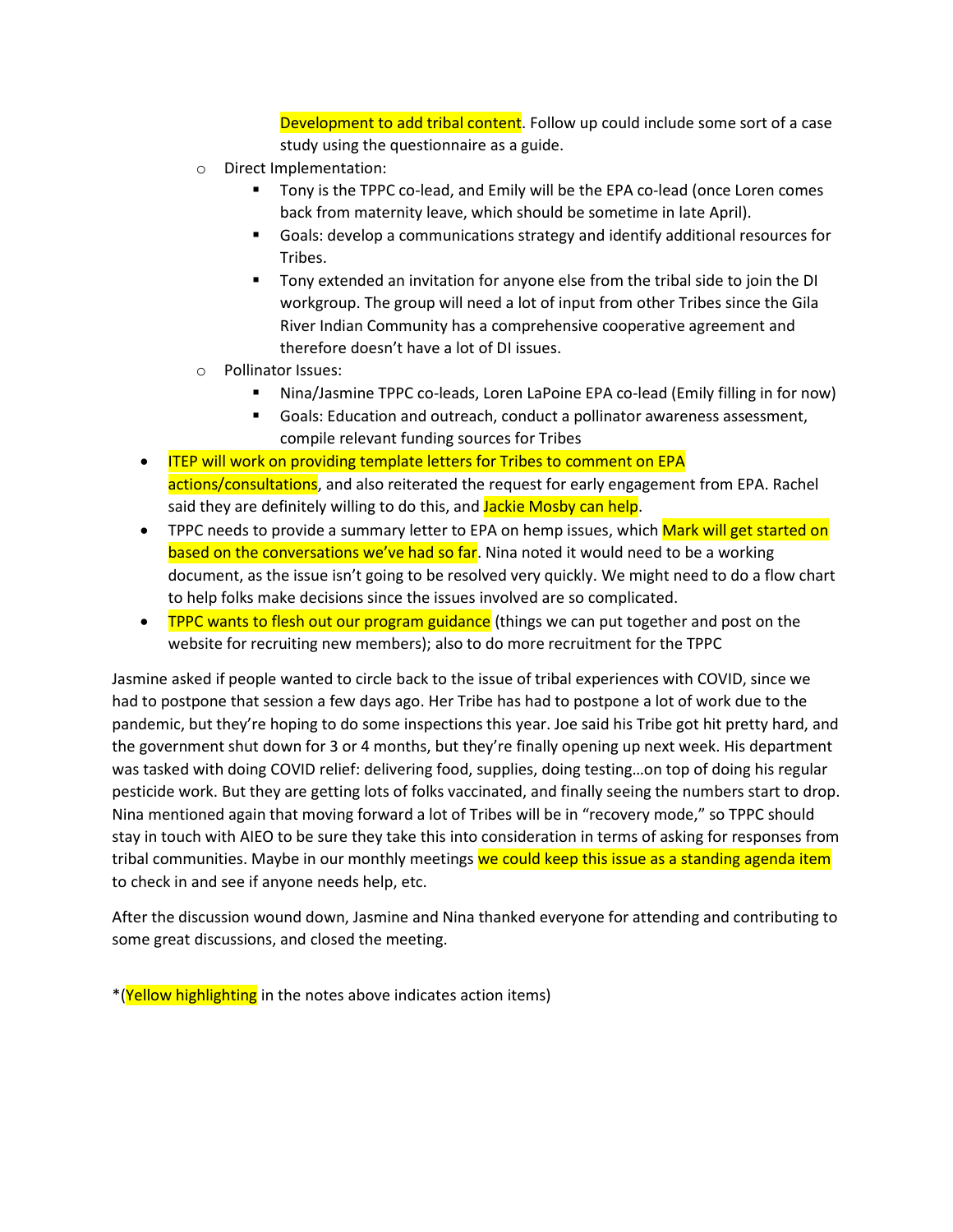Development to add tribal content. Follow up could include some sort of a case study using the questionnaire as a guide.

  - Direct Implementation:
    - Tony is the TPPC co-lead, and Emily will be the EPA co-lead (once Loren comes back from maternity leave, which should be sometime in late April).
    - Goals: develop a communications strategy and identify additional resources for Tribes.
    - Tony extended an invitation for anyone else from the tribal side to join the DI workgroup. The group will need a lot of input from other Tribes since the Gila River Indian Community has a comprehensive cooperative agreement and therefore doesn't have a lot of DI issues.
  - Pollinator Issues:
    - Nina/Jasmine TPPC co-leads, Loren LaPoine EPA co-lead (Emily filling in for now)
    - Goals: Education and outreach, conduct a pollinator awareness assessment, compile relevant funding sources for Tribes
- ITEP will work on providing template letters for Tribes to comment on EPA actions/consultations, and also reiterated the request for early engagement from EPA. Rachel said they are definitely willing to do this, and Jackie Mosby can help.
- TPPC needs to provide a summary letter to EPA on hemp issues, which Mark will get started on based on the conversations we've had so far. Nina noted it would need to be a working document, as the issue isn't going to be resolved very quickly. We might need to do a flow chart to help folks make decisions since the issues involved are so complicated.
- TPPC wants to flesh out our program guidance (things we can put together and post on the website for recruiting new members); also to do more recruitment for the TPPC

Jasmine asked if people wanted to circle back to the issue of tribal experiences with COVID, since we had to postpone that session a few days ago. Her Tribe has had to postpone a lot of work due to the pandemic, but they're hoping to do some inspections this year. Joe said his Tribe got hit pretty hard, and the government shut down for 3 or 4 months, but they're finally opening up next week. His department was tasked with doing COVID relief: delivering food, supplies, doing testing…on top of doing his regular pesticide work. But they are getting lots of folks vaccinated, and finally seeing the numbers start to drop. Nina mentioned again that moving forward a lot of Tribes will be in "recovery mode," so TPPC should stay in touch with AIEO to be sure they take this into consideration in terms of asking for responses from tribal communities. Maybe in our monthly meetings we could keep this issue as a standing agenda item to check in and see if anyone needs help, etc.

After the discussion wound down, Jasmine and Nina thanked everyone for attending and contributing to some great discussions, and closed the meeting.

*(Yellow highlighting in the notes above indicates action items)